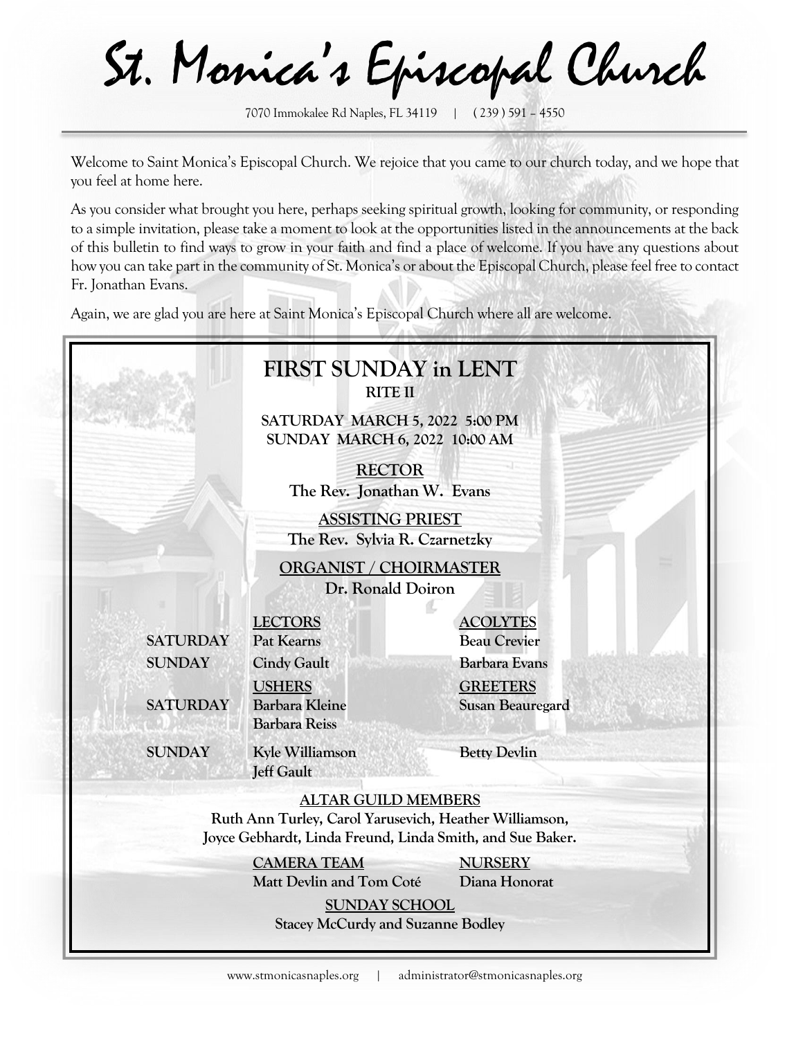# St. Monica's Episcopal Church

7070 Immokalee Rd Naples, FL 34119 | ( 239 ) 591 – 4550

Welcome to Saint Monica's Episcopal Church. We rejoice that you came to our church today, and we hope that you feel at home here.

As you consider what brought you here, perhaps seeking spiritual growth, looking for community, or responding to a simple invitation, please take a moment to look at the opportunities listed in the announcements at the back of this bulletin to find ways to grow in your faith and find a place of welcome. If you have any questions about how you can take part in the community of St. Monica's or about the Episcopal Church, please feel free to contact Fr. Jonathan Evans.

Again, we are glad you are here at Saint Monica's Episcopal Church where all are welcome.

## FIRST SUNDAY in LENT

**RITE II**

**SATURDAY MARCH 5, 2022 5:00 PM**
**SUNDAY MARCH 6, 2022 10:00 AM**

**RECTOR**
**The Rev. Jonathan W. Evans**

**ASSISTING PRIEST**
**The Rev. Sylvia R. Czarnetzky**

**ORGANIST / CHOIRMASTER**
**Dr. Ronald Doiron**

| | LECTORS | ACOLYTES |
|---|---|---|
| SATURDAY | Pat Kearns | Beau Crevier |
| SUNDAY | Cindy Gault | Barbara Evans |
| | **USHERS** | **GREETERS** |
| SATURDAY | Barbara Kleine, Barbara Reiss | Susan Beauregard |
| SUNDAY | Kyle Williamson, Jeff Gault | Betty Devlin |

**ALTAR GUILD MEMBERS**
**Ruth Ann Turley, Carol Yarusevich, Heather Williamson, Joyce Gebhardt, Linda Freund, Linda Smith, and Sue Baker.**

**CAMERA TEAM**
**Matt Devlin and Tom Coté**

**NURSERY**
**Diana Honorat**

**SUNDAY SCHOOL**
**Stacey McCurdy and Suzanne Bodley**

www.stmonicasnaples.org | administrator@stmonicasnaples.org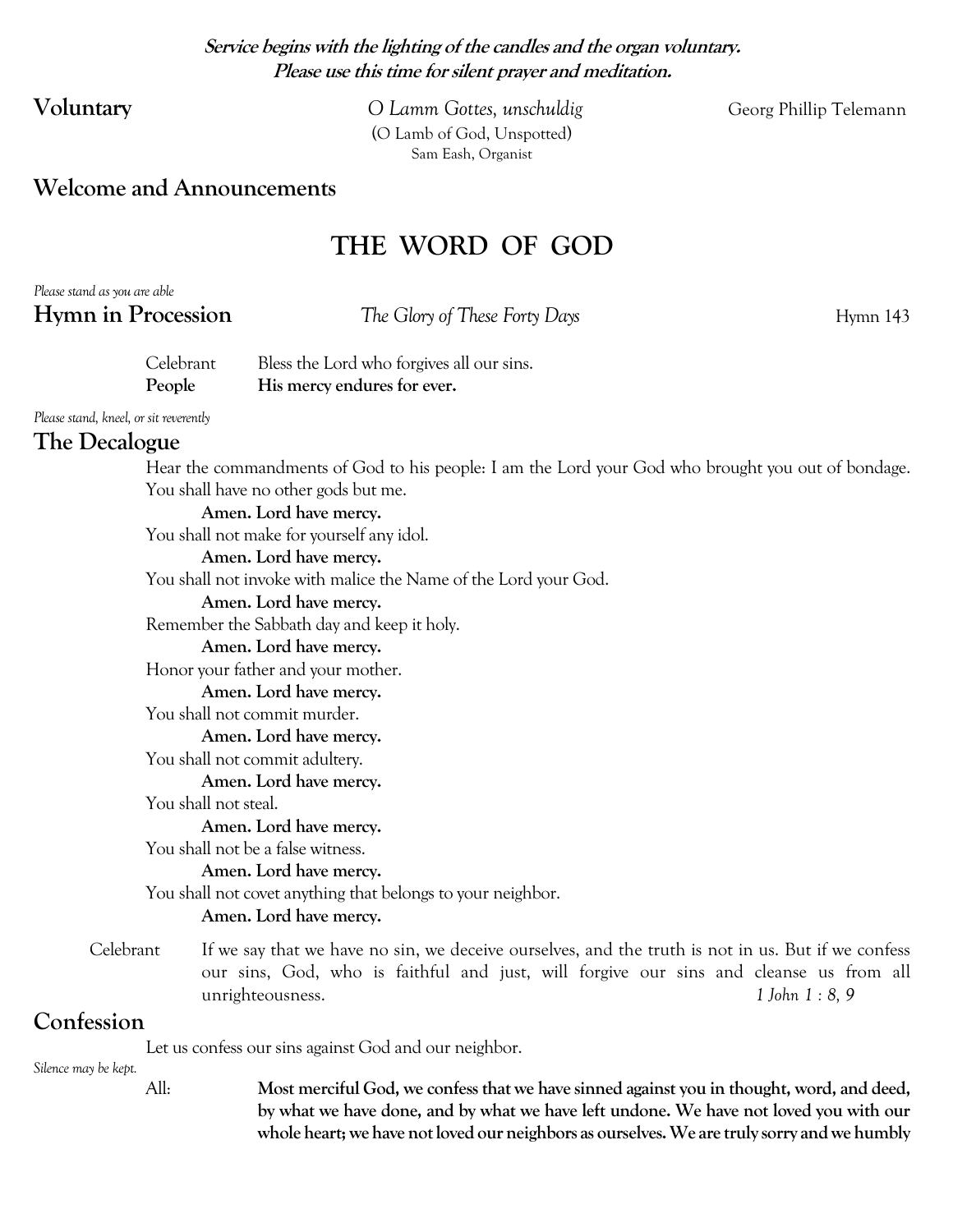***Service begins with the lighting of the candles and the organ voluntary.***
***Please use this time for silent prayer and meditation.***

**Voluntary** *O Lamm Gottes, unschuldig* Georg Phillip Telemann
(O Lamb of God, Unspotted)
Sam Eash, Organist

## Welcome and Announcements

# THE WORD OF GOD

*Please stand as you are able*

## Hymn in Procession *The Glory of These Forty Days* Hymn 143

Celebrant Bless the Lord who forgives all our sins.
**People His mercy endures for ever.**

*Please stand, kneel, or sit reverently*

## The Decalogue

Hear the commandments of God to his people: I am the Lord your God who brought you out of bondage. You shall have no other gods but me.

**Amen. Lord have mercy.**

You shall not make for yourself any idol.

**Amen. Lord have mercy.**

You shall not invoke with malice the Name of the Lord your God.

**Amen. Lord have mercy.**

Remember the Sabbath day and keep it holy.

**Amen. Lord have mercy.**

Honor your father and your mother.

**Amen. Lord have mercy.**

You shall not commit murder.

**Amen. Lord have mercy.**

You shall not commit adultery.

**Amen. Lord have mercy.**

You shall not steal.

**Amen. Lord have mercy.**

You shall not be a false witness.

**Amen. Lord have mercy.**

You shall not covet anything that belongs to your neighbor.

**Amen. Lord have mercy.**

Celebrant If we say that we have no sin, we deceive ourselves, and the truth is not in us. But if we confess our sins, God, who is faithful and just, will forgive our sins and cleanse us from all unrighteousness. *1 John 1 : 8, 9*

## Confession

Let us confess our sins against God and our neighbor.

*Silence may be kept.*

All: **Most merciful God, we confess that we have sinned against you in thought, word, and deed, by what we have done, and by what we have left undone. We have not loved you with our whole heart; we have not loved our neighbors as ourselves. We are truly sorry and we humbly**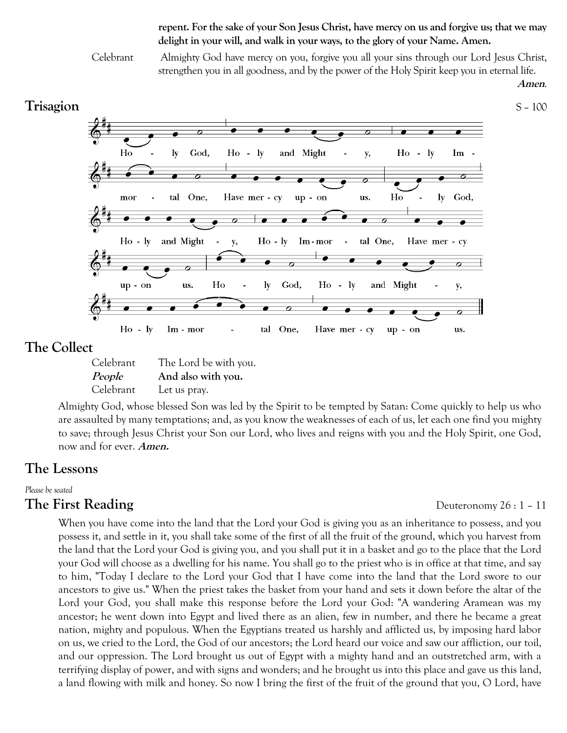**repent. For the sake of your Son Jesus Christ, have mercy on us and forgive us; that we may delight in your will, and walk in your ways, to the glory of your Name. Amen.**

Celebrant Almighty God have mercy on you, forgive you all your sins through our Lord Jesus Christ, strengthen you in all goodness, and by the power of the Holy Spirit keep you in eternal life. ***Amen*.**

## Trisagion

S – 100

Holy God, Holy and Mighty, Holy Immortal One, Have mercy upon us. Holy God, Holy and Mighty, Holy Immortal One, Have mercy upon us. Holy God, Holy and Mighty, Holy Immortal One, Have mercy upon us.

## The Collect

Celebrant The Lord be with you.
***People*** **And also with you.**
Celebrant Let us pray.

Almighty God, whose blessed Son was led by the Spirit to be tempted by Satan: Come quickly to help us who are assaulted by many temptations; and, as you know the weaknesses of each of us, let each one find you mighty to save; through Jesus Christ your Son our Lord, who lives and reigns with you and the Holy Spirit, one God, now and for ever. ***Amen.***

## The Lessons

*Please be seated*

## The First Reading

Deuteronomy 26 : 1 – 11

When you have come into the land that the Lord your God is giving you as an inheritance to possess, and you possess it, and settle in it, you shall take some of the first of all the fruit of the ground, which you harvest from the land that the Lord your God is giving you, and you shall put it in a basket and go to the place that the Lord your God will choose as a dwelling for his name. You shall go to the priest who is in office at that time, and say to him, "Today I declare to the Lord your God that I have come into the land that the Lord swore to our ancestors to give us." When the priest takes the basket from your hand and sets it down before the altar of the Lord your God, you shall make this response before the Lord your God: "A wandering Aramean was my ancestor; he went down into Egypt and lived there as an alien, few in number, and there he became a great nation, mighty and populous. When the Egyptians treated us harshly and afflicted us, by imposing hard labor on us, we cried to the Lord, the God of our ancestors; the Lord heard our voice and saw our affliction, our toil, and our oppression. The Lord brought us out of Egypt with a mighty hand and an outstretched arm, with a terrifying display of power, and with signs and wonders; and he brought us into this place and gave us this land, a land flowing with milk and honey. So now I bring the first of the fruit of the ground that you, O Lord, have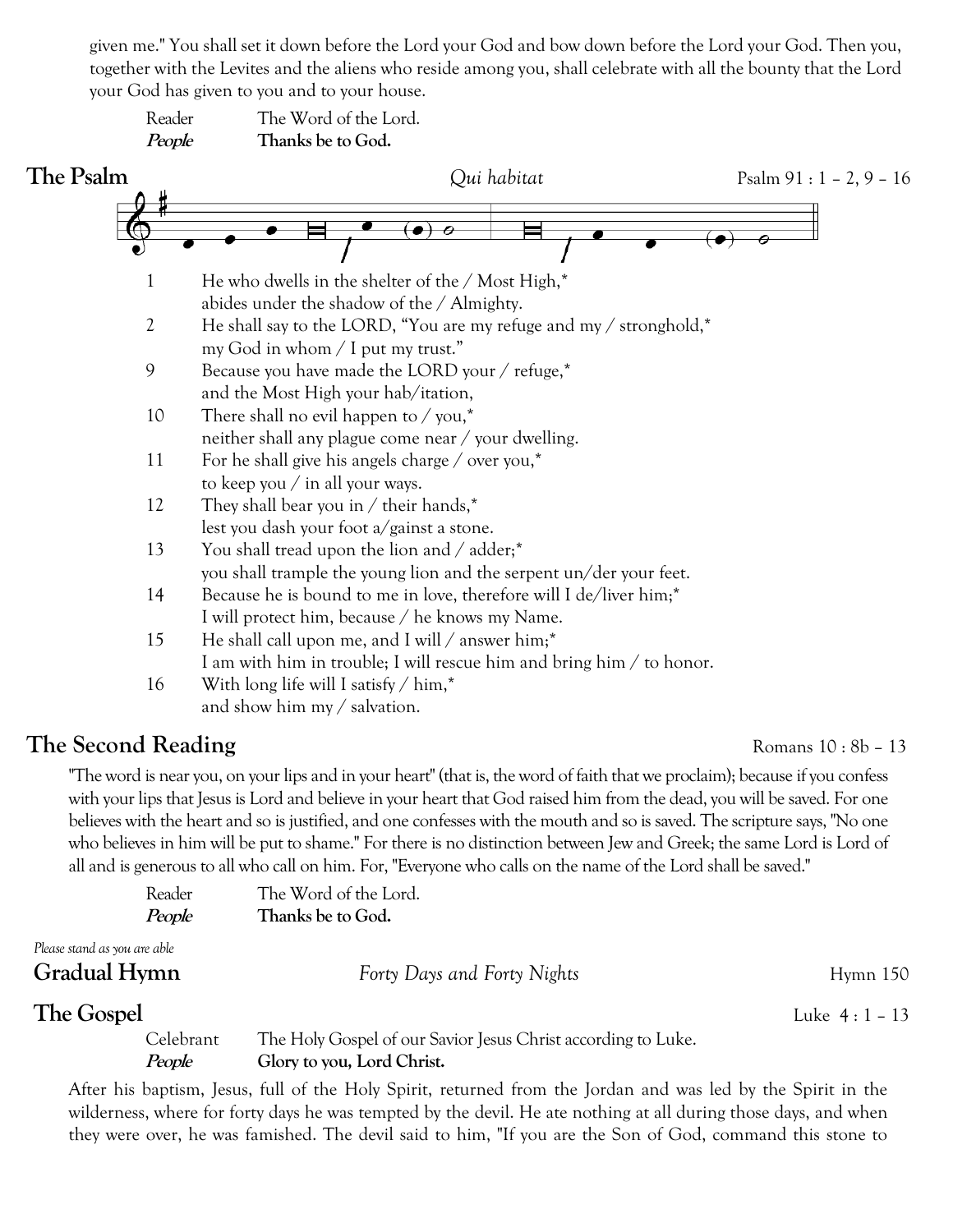given me." You shall set it down before the Lord your God and bow down before the Lord your God. Then you, together with the Levites and the aliens who reside among you, shall celebrate with all the bounty that the Lord your God has given to you and to your house.

Reader The Word of the Lord.
***People*** **Thanks be to God.**

## The Psalm

*Qui habitat* Psalm 91 : 1 – 2, 9 – 16

1 He who dwells in the shelter of the / Most High,*
abides under the shadow of the / Almighty.
2 He shall say to the LORD, "You are my refuge and my / stronghold,*
my God in whom / I put my trust."
9 Because you have made the LORD your / refuge,*
and the Most High your hab/itation,
10 There shall no evil happen to / you,*
neither shall any plague come near / your dwelling.
11 For he shall give his angels charge / over you,*
to keep you / in all your ways.
12 They shall bear you in / their hands,*
lest you dash your foot a/gainst a stone.
13 You shall tread upon the lion and / adder;*
you shall trample the young lion and the serpent un/der your feet.
14 Because he is bound to me in love, therefore will I de/liver him;*
I will protect him, because / he knows my Name.
15 He shall call upon me, and I will / answer him;*
I am with him in trouble; I will rescue him and bring him / to honor.
16 With long life will I satisfy / him,*
and show him my / salvation.

## The Second Reading

Romans 10 : 8b – 13

"The word is near you, on your lips and in your heart" (that is, the word of faith that we proclaim); because if you confess with your lips that Jesus is Lord and believe in your heart that God raised him from the dead, you will be saved. For one believes with the heart and so is justified, and one confesses with the mouth and so is saved. The scripture says, "No one who believes in him will be put to shame." For there is no distinction between Jew and Greek; the same Lord is Lord of all and is generous to all who call on him. For, "Everyone who calls on the name of the Lord shall be saved."

Reader The Word of the Lord.
***People*** **Thanks be to God.**

*Please stand as you are able*

## Gradual Hymn

*Forty Days and Forty Nights* Hymn 150

## The Gospel

Luke 4 : 1 – 13

Celebrant The Holy Gospel of our Savior Jesus Christ according to Luke.
***People*** **Glory to you, Lord Christ.**

After his baptism, Jesus, full of the Holy Spirit, returned from the Jordan and was led by the Spirit in the wilderness, where for forty days he was tempted by the devil. He ate nothing at all during those days, and when they were over, he was famished. The devil said to him, "If you are the Son of God, command this stone to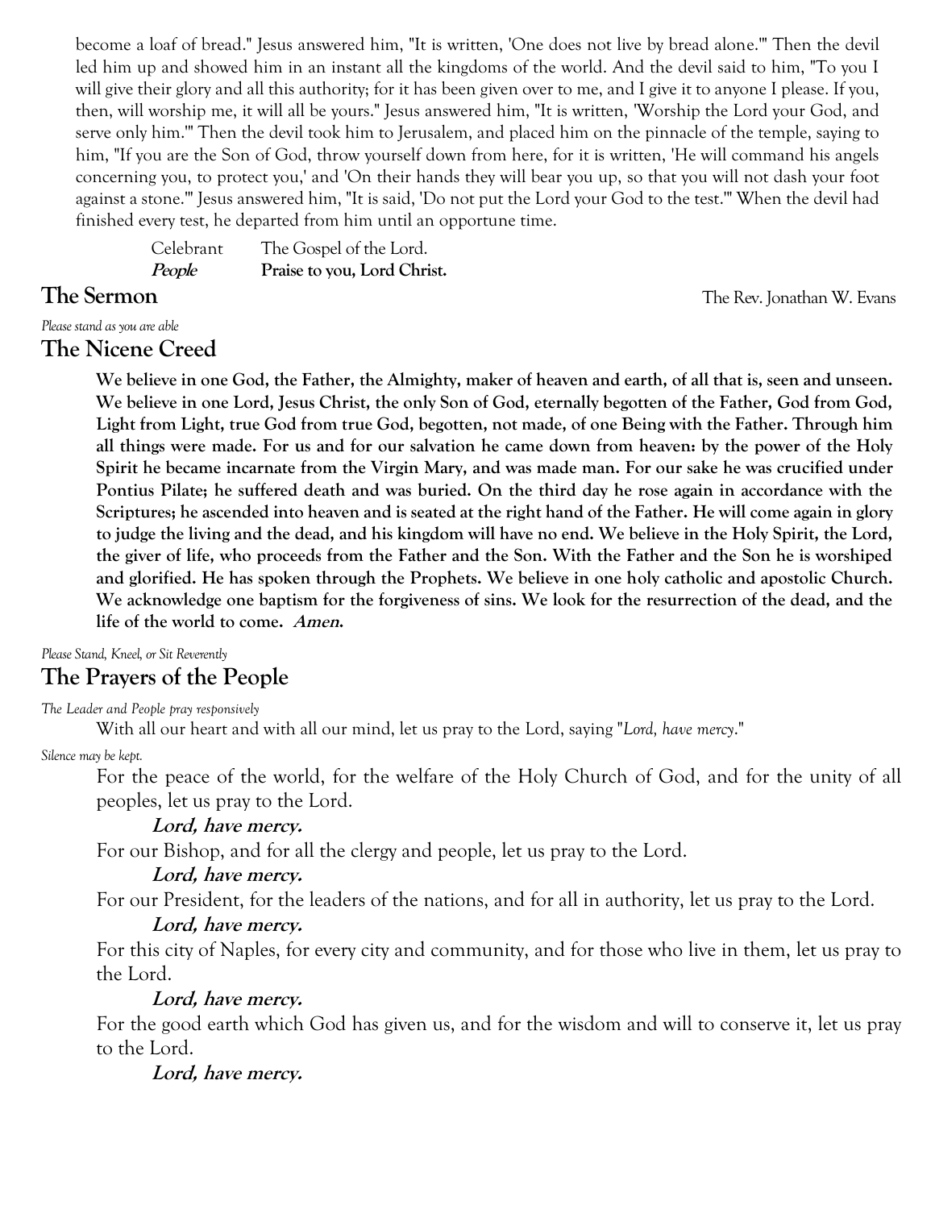become a loaf of bread." Jesus answered him, "It is written, 'One does not live by bread alone.'" Then the devil led him up and showed him in an instant all the kingdoms of the world. And the devil said to him, "To you I will give their glory and all this authority; for it has been given over to me, and I give it to anyone I please. If you, then, will worship me, it will all be yours." Jesus answered him, "It is written, 'Worship the Lord your God, and serve only him.'" Then the devil took him to Jerusalem, and placed him on the pinnacle of the temple, saying to him, "If you are the Son of God, throw yourself down from here, for it is written, 'He will command his angels concerning you, to protect you,' and 'On their hands they will bear you up, so that you will not dash your foot against a stone.'" Jesus answered him, "It is said, 'Do not put the Lord your God to the test.'" When the devil had finished every test, he departed from him until an opportune time.

Celebrant The Gospel of the Lord.
***People*** **Praise to you, Lord Christ.**

## The Sermon

The Rev. Jonathan W. Evans

*Please stand as you are able*

## The Nicene Creed

**We believe in one God, the Father, the Almighty, maker of heaven and earth, of all that is, seen and unseen. We believe in one Lord, Jesus Christ, the only Son of God, eternally begotten of the Father, God from God, Light from Light, true God from true God, begotten, not made, of one Being with the Father. Through him all things were made. For us and for our salvation he came down from heaven: by the power of the Holy Spirit he became incarnate from the Virgin Mary, and was made man. For our sake he was crucified under Pontius Pilate; he suffered death and was buried. On the third day he rose again in accordance with the Scriptures; he ascended into heaven and is seated at the right hand of the Father. He will come again in glory to judge the living and the dead, and his kingdom will have no end. We believe in the Holy Spirit, the Lord, the giver of life, who proceeds from the Father and the Son. With the Father and the Son he is worshiped and glorified. He has spoken through the Prophets. We believe in one holy catholic and apostolic Church. We acknowledge one baptism for the forgiveness of sins. We look for the resurrection of the dead, and the life of the world to come. *Amen.***

*Please Stand, Kneel, or Sit Reverently*

## The Prayers of the People

*The Leader and People pray responsively*

With all our heart and with all our mind, let us pray to the Lord, saying "*Lord, have mercy*."

*Silence may be kept.*

For the peace of the world, for the welfare of the Holy Church of God, and for the unity of all peoples, let us pray to the Lord.

***Lord, have mercy.***

For our Bishop, and for all the clergy and people, let us pray to the Lord.

***Lord, have mercy.***

For our President, for the leaders of the nations, and for all in authority, let us pray to the Lord.

***Lord, have mercy.***

For this city of Naples, for every city and community, and for those who live in them, let us pray to the Lord.

***Lord, have mercy.***

For the good earth which God has given us, and for the wisdom and will to conserve it, let us pray to the Lord.

***Lord, have mercy.***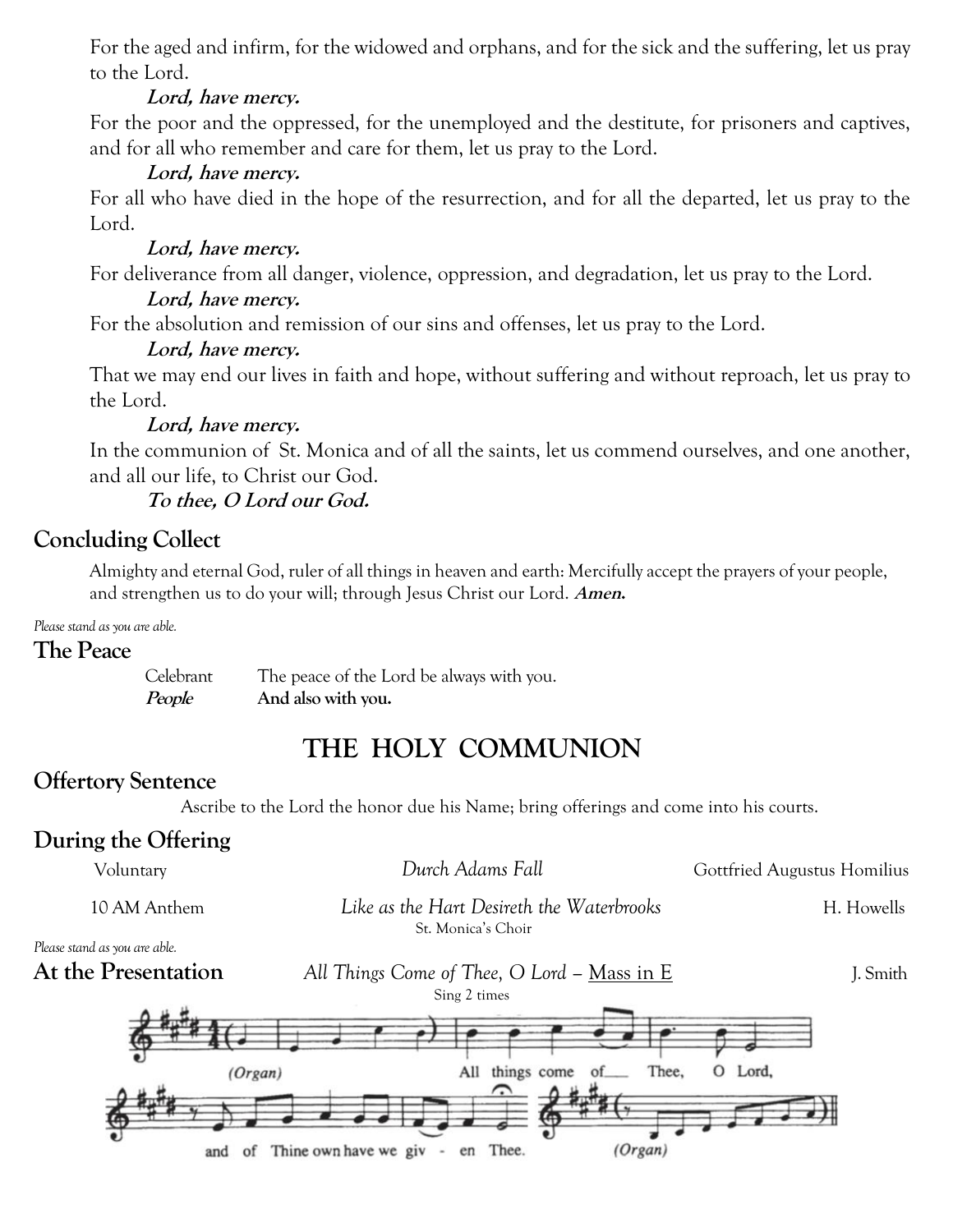For the aged and infirm, for the widowed and orphans, and for the sick and the suffering, let us pray to the Lord.

***Lord, have mercy.***

For the poor and the oppressed, for the unemployed and the destitute, for prisoners and captives, and for all who remember and care for them, let us pray to the Lord.

***Lord, have mercy.***

For all who have died in the hope of the resurrection, and for all the departed, let us pray to the Lord.

***Lord, have mercy.***

For deliverance from all danger, violence, oppression, and degradation, let us pray to the Lord.

***Lord, have mercy.***

For the absolution and remission of our sins and offenses, let us pray to the Lord.

***Lord, have mercy.***

That we may end our lives in faith and hope, without suffering and without reproach, let us pray to the Lord.

***Lord, have mercy.***

In the communion of St. Monica and of all the saints, let us commend ourselves, and one another, and all our life, to Christ our God.

***To thee, O Lord our God.***

## Concluding Collect

Almighty and eternal God, ruler of all things in heaven and earth: Mercifully accept the prayers of your people, and strengthen us to do your will; through Jesus Christ our Lord. ***Amen.***

*Please stand as you are able.*

## The Peace

Celebrant The peace of the Lord be always with you.
***People*** **And also with you.**

# THE HOLY COMMUNION

## Offertory Sentence

Ascribe to the Lord the honor due his Name; bring offerings and come into his courts.

## During the Offering

Voluntary *Durch Adams Fall* Gottfried Augustus Homilius

10 AM Anthem *Like as the Hart Desireth the Waterbrooks* H. Howells
St. Monica's Choir

*Please stand as you are able.*

## At the Presentation *All Things Come of Thee, O Lord* – Mass in E J. Smith

Sing 2 times

(Organ) All things come of Thee, O Lord, and of Thine own have we given Thee. (Organ)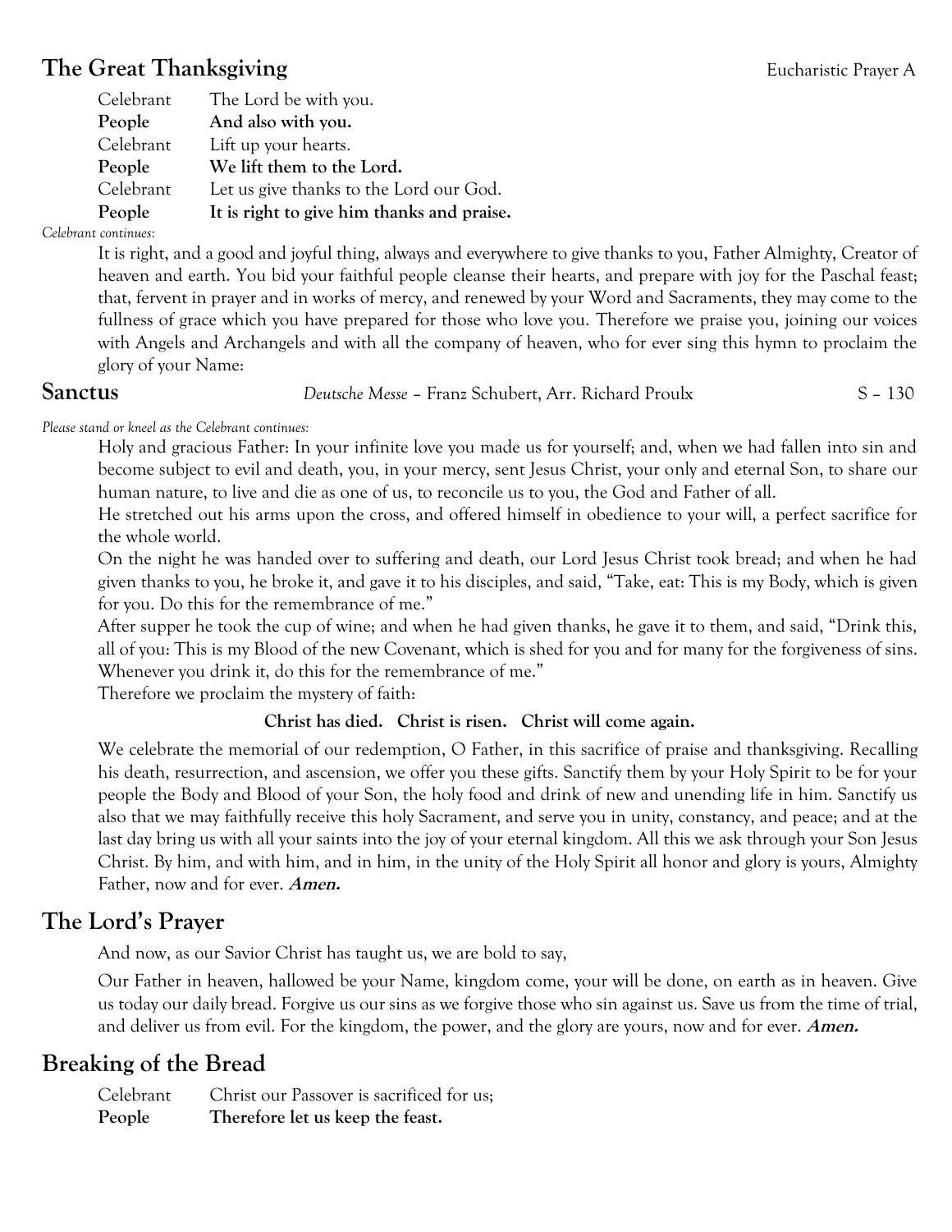## The Great Thanksgiving

Eucharistic Prayer A

| | |
|---|---|
| Celebrant | The Lord be with you. |
| **People** | **And also with you.** |
| Celebrant | Lift up your hearts. |
| **People** | **We lift them to the Lord.** |
| Celebrant | Let us give thanks to the Lord our God. |
| **People** | **It is right to give him thanks and praise.** |

*Celebrant continues:*

It is right, and a good and joyful thing, always and everywhere to give thanks to you, Father Almighty, Creator of heaven and earth. You bid your faithful people cleanse their hearts, and prepare with joy for the Paschal feast; that, fervent in prayer and in works of mercy, and renewed by your Word and Sacraments, they may come to the fullness of grace which you have prepared for those who love you. Therefore we praise you, joining our voices with Angels and Archangels and with all the company of heaven, who for ever sing this hymn to proclaim the glory of your Name:

## Sanctus

*Deutsche Messe* – Franz Schubert, Arr. Richard Proulx S – 130

*Please stand or kneel as the Celebrant continues:*

Holy and gracious Father: In your infinite love you made us for yourself; and, when we had fallen into sin and become subject to evil and death, you, in your mercy, sent Jesus Christ, your only and eternal Son, to share our human nature, to live and die as one of us, to reconcile us to you, the God and Father of all.

He stretched out his arms upon the cross, and offered himself in obedience to your will, a perfect sacrifice for the whole world.

On the night he was handed over to suffering and death, our Lord Jesus Christ took bread; and when he had given thanks to you, he broke it, and gave it to his disciples, and said, "Take, eat: This is my Body, which is given for you. Do this for the remembrance of me."

After supper he took the cup of wine; and when he had given thanks, he gave it to them, and said, "Drink this, all of you: This is my Blood of the new Covenant, which is shed for you and for many for the forgiveness of sins. Whenever you drink it, do this for the remembrance of me."

Therefore we proclaim the mystery of faith:

**Christ has died. Christ is risen. Christ will come again.**

We celebrate the memorial of our redemption, O Father, in this sacrifice of praise and thanksgiving. Recalling his death, resurrection, and ascension, we offer you these gifts. Sanctify them by your Holy Spirit to be for your people the Body and Blood of your Son, the holy food and drink of new and unending life in him. Sanctify us also that we may faithfully receive this holy Sacrament, and serve you in unity, constancy, and peace; and at the last day bring us with all your saints into the joy of your eternal kingdom. All this we ask through your Son Jesus Christ. By him, and with him, and in him, in the unity of the Holy Spirit all honor and glory is yours, Almighty Father, now and for ever. ***Amen.***

## The Lord's Prayer

And now, as our Savior Christ has taught us, we are bold to say,

Our Father in heaven, hallowed be your Name, kingdom come, your will be done, on earth as in heaven. Give us today our daily bread. Forgive us our sins as we forgive those who sin against us. Save us from the time of trial, and deliver us from evil. For the kingdom, the power, and the glory are yours, now and for ever. ***Amen.***

## Breaking of the Bread

| | |
|---|---|
| Celebrant | Christ our Passover is sacrificed for us; |
| **People** | **Therefore let us keep the feast.** |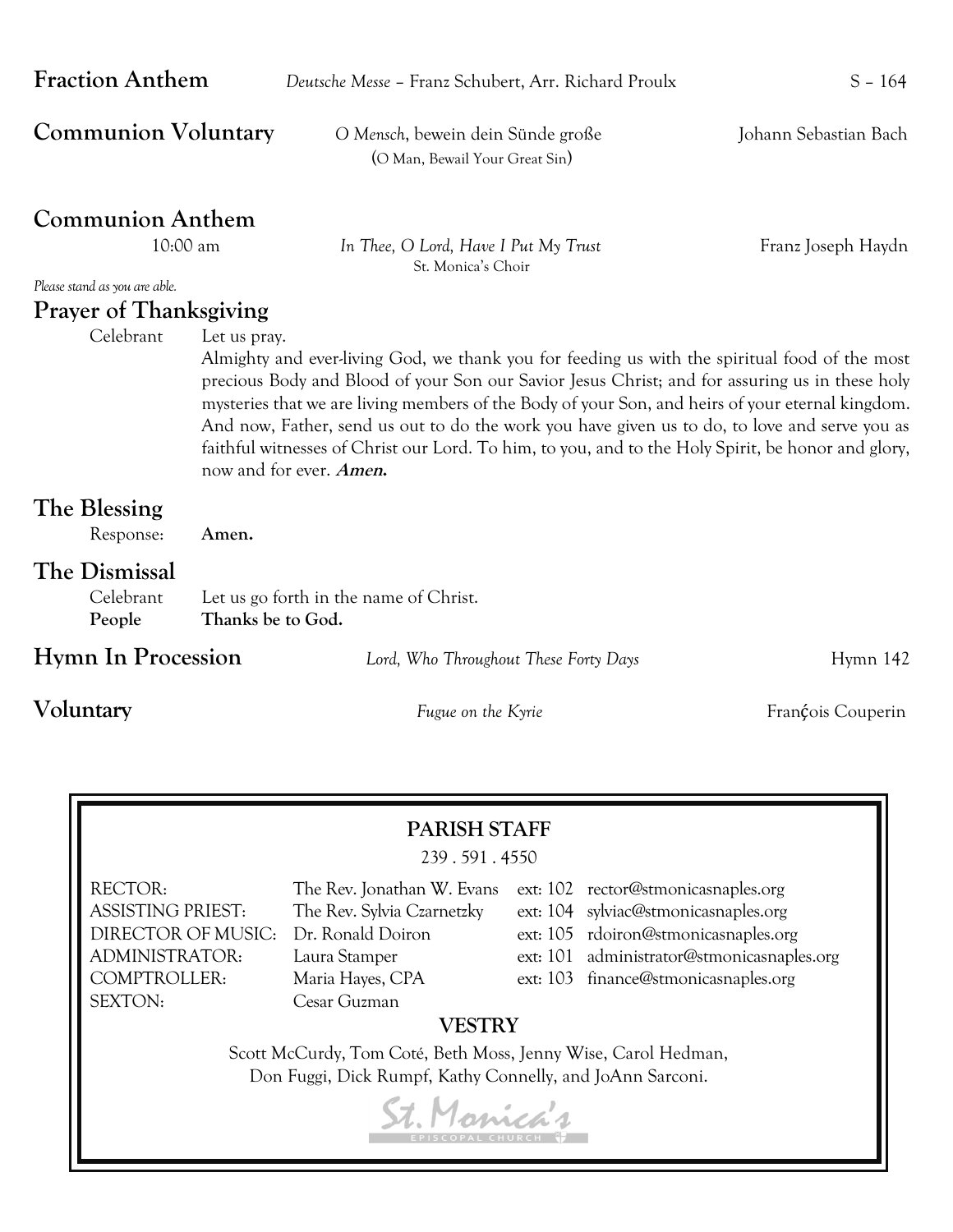**Fraction Anthem** *Deutsche Messe* – Franz Schubert, Arr. Richard Proulx S – 164

**Communion Voluntary** *O Mensch*, bewein dein Sünde große (O Man, Bewail Your Great Sin) Johann Sebastian Bach

## Communion Anthem

10:00 am *In Thee, O Lord, Have I Put My Trust* Franz Joseph Haydn
St. Monica's Choir

*Please stand as you are able.*

## Prayer of Thanksgiving

Celebrant Let us pray.

Almighty and ever-living God, we thank you for feeding us with the spiritual food of the most precious Body and Blood of your Son our Savior Jesus Christ; and for assuring us in these holy mysteries that we are living members of the Body of your Son, and heirs of your eternal kingdom. And now, Father, send us out to do the work you have given us to do, to love and serve you as faithful witnesses of Christ our Lord. To him, to you, and to the Holy Spirit, be honor and glory, now and for ever. ***Amen.***

## The Blessing

Response: **Amen.**

## The Dismissal

Celebrant Let us go forth in the name of Christ.
**People Thanks be to God.**

**Hymn In Procession** *Lord, Who Throughout These Forty Days* Hymn 142

**Voluntary** *Fugue on the Kyrie* François Couperin

## PARISH STAFF

239 . 591 . 4550

| | | | |
|---|---|---|---|
| RECTOR: | The Rev. Jonathan W. Evans | ext: 102 | rector@stmonicasnaples.org |
| ASSISTING PRIEST: | The Rev. Sylvia Czarnetzky | ext: 104 | sylviac@stmonicasnaples.org |
| DIRECTOR OF MUSIC: | Dr. Ronald Doiron | ext: 105 | rdoiron@stmonicasnaples.org |
| ADMINISTRATOR: | Laura Stamper | ext: 101 | administrator@stmonicasnaples.org |
| COMPTROLLER: | Maria Hayes, CPA | ext: 103 | finance@stmonicasnaples.org |
| SEXTON: | Cesar Guzman | | |

## VESTRY

Scott McCurdy, Tom Coté, Beth Moss, Jenny Wise, Carol Hedman, Don Fuggi, Dick Rumpf, Kathy Connelly, and JoAnn Sarconi.

St. Monica's
EPISCOPAL CHURCH